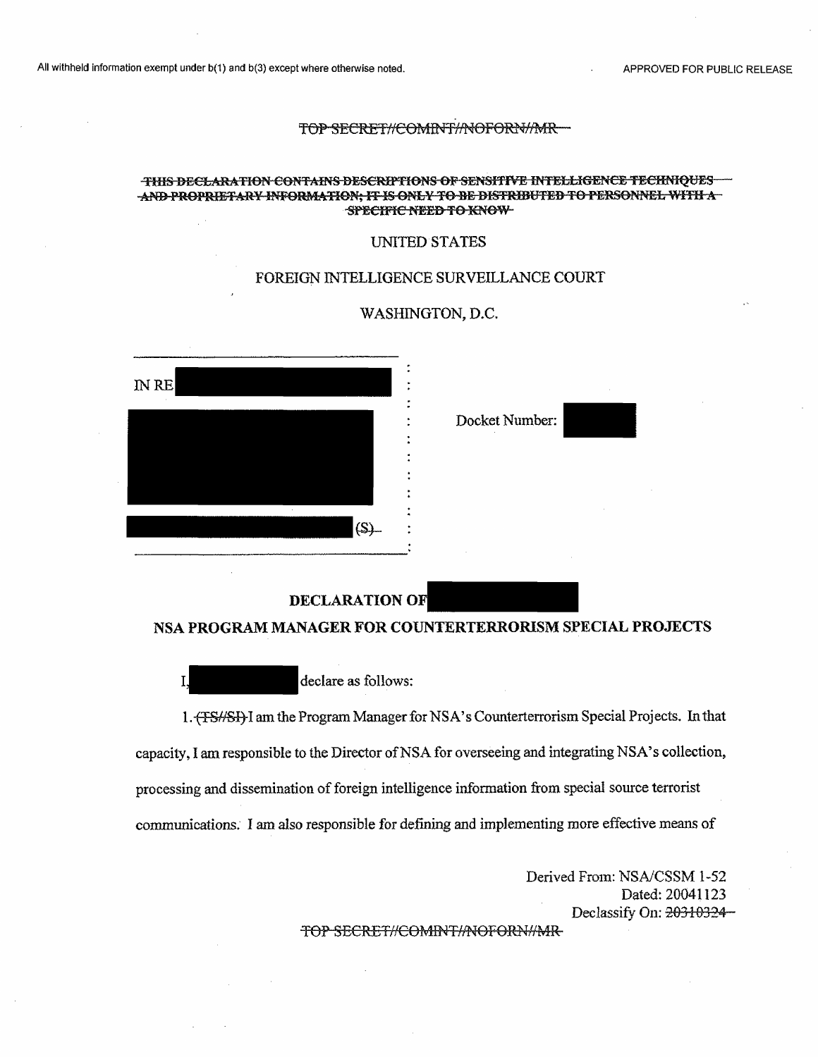All withheld information exempt under b(1) and b(3) except where otherwise noted.

APPROVED FOR PUBLIC RELEASE

~~TOP SECRET//COMINT//NOFORN//MR~~

~~THIS DECLARATION CONTAINS DESCRIPTIONS OF SENSITIVE INTELLIGENCE TECHNIQUES AND PROPRIETARY INFORMATION; IT IS ONLY TO BE DISTRIBUTED TO PERSONNEL WITH A SPECIFIC NEED TO KNOW~~

UNITED STATES

FOREIGN INTELLIGENCE SURVEILLANCE COURT

WASHINGTON, D.C.

IN RE [REDACTED]

[REDACTED]

[REDACTED] ~~(S)~~

Docket Number: [REDACTED]

**DECLARATION OF [REDACTED]**

**NSA PROGRAM MANAGER FOR COUNTERTERRORISM SPECIAL PROJECTS**

I, [REDACTED] declare as follows:

1. ~~(TS//SI)~~ I am the Program Manager for NSA's Counterterrorism Special Projects. In that capacity, I am responsible to the Director of NSA for overseeing and integrating NSA's collection, processing and dissemination of foreign intelligence information from special source terrorist communications. I am also responsible for defining and implementing more effective means of

Derived From: NSA/CSSM 1-52
Dated: 20041123
Declassify On: ~~20310324~~

~~TOP SECRET//COMINT//NOFORN//MR~~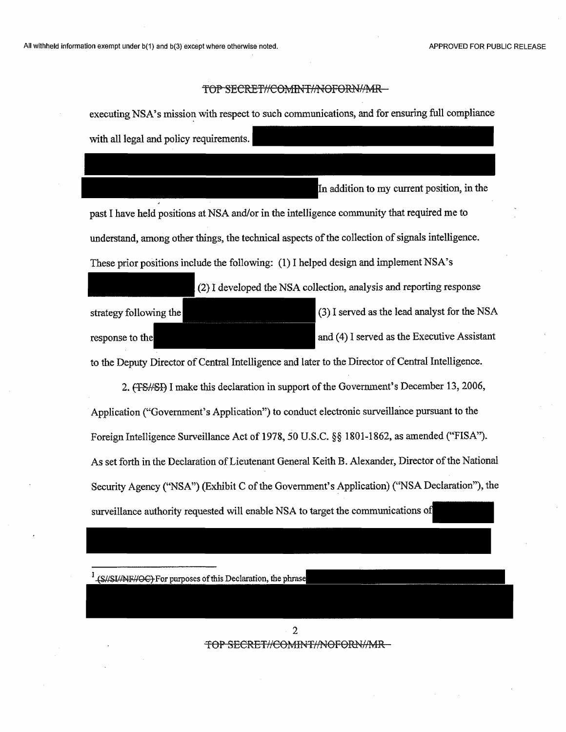executing NSA's mission with respect to such communications, and for ensuring full compliance with all legal and policy requirements. [REDACTED] In addition to my current position, in the past I have held positions at NSA and/or in the intelligence community that required me to understand, among other things, the technical aspects of the collection of signals intelligence. These prior positions include the following: (1) I helped design and implement NSA's [REDACTED] (2) I developed the NSA collection, analysis and reporting response strategy following the [REDACTED] (3) I served as the lead analyst for the NSA response to the [REDACTED] and (4) I served as the Executive Assistant to the Deputy Director of Central Intelligence and later to the Director of Central Intelligence.

2. ~~(TS//SI)~~ I make this declaration in support of the Government's December 13, 2006, Application ("Government's Application") to conduct electronic surveillance pursuant to the Foreign Intelligence Surveillance Act of 1978, 50 U.S.C. §§ 1801-1862, as amended ("FISA"). As set forth in the Declaration of Lieutenant General Keith B. Alexander, Director of the National Security Agency ("NSA") (Exhibit C of the Government's Application) ("NSA Declaration"), the surveillance authority requested will enable NSA to target the communications of [REDACTED]

[1] ~~(S//SI//NF//OC)~~ For purposes of this Declaration, the phrase [REDACTED]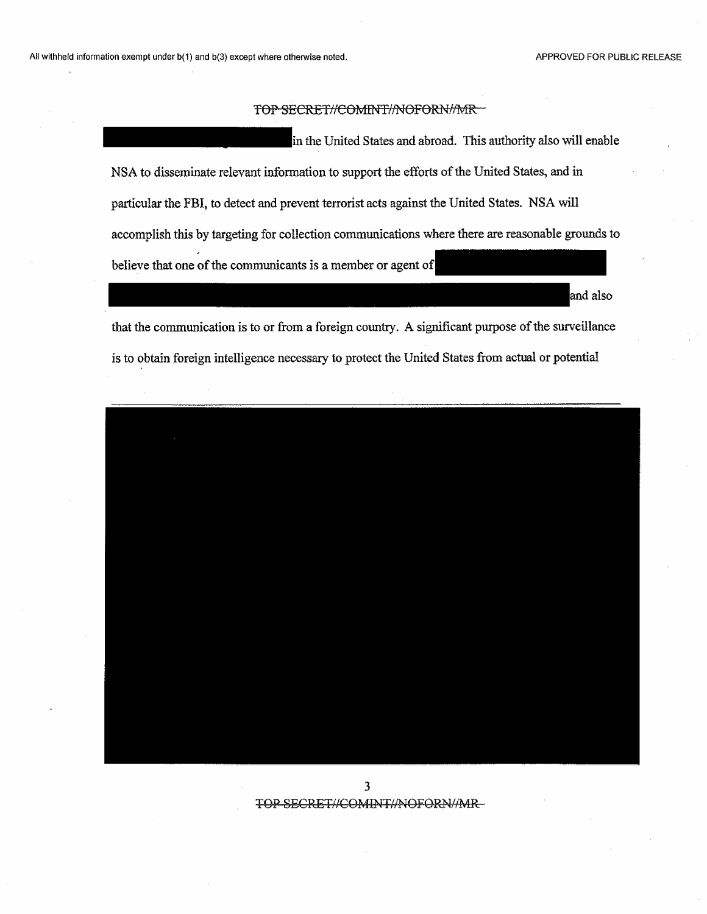in the United States and abroad. This authority also will enable NSA to disseminate relevant information to support the efforts of the United States, and in particular the FBI, to detect and prevent terrorist acts against the United States. NSA will accomplish this by targeting for collection communications where there are reasonable grounds to believe that one of the communicants is a member or agent of

and also that the communication is to or from a foreign country. A significant purpose of the surveillance is to obtain foreign intelligence necessary to protect the United States from actual or potential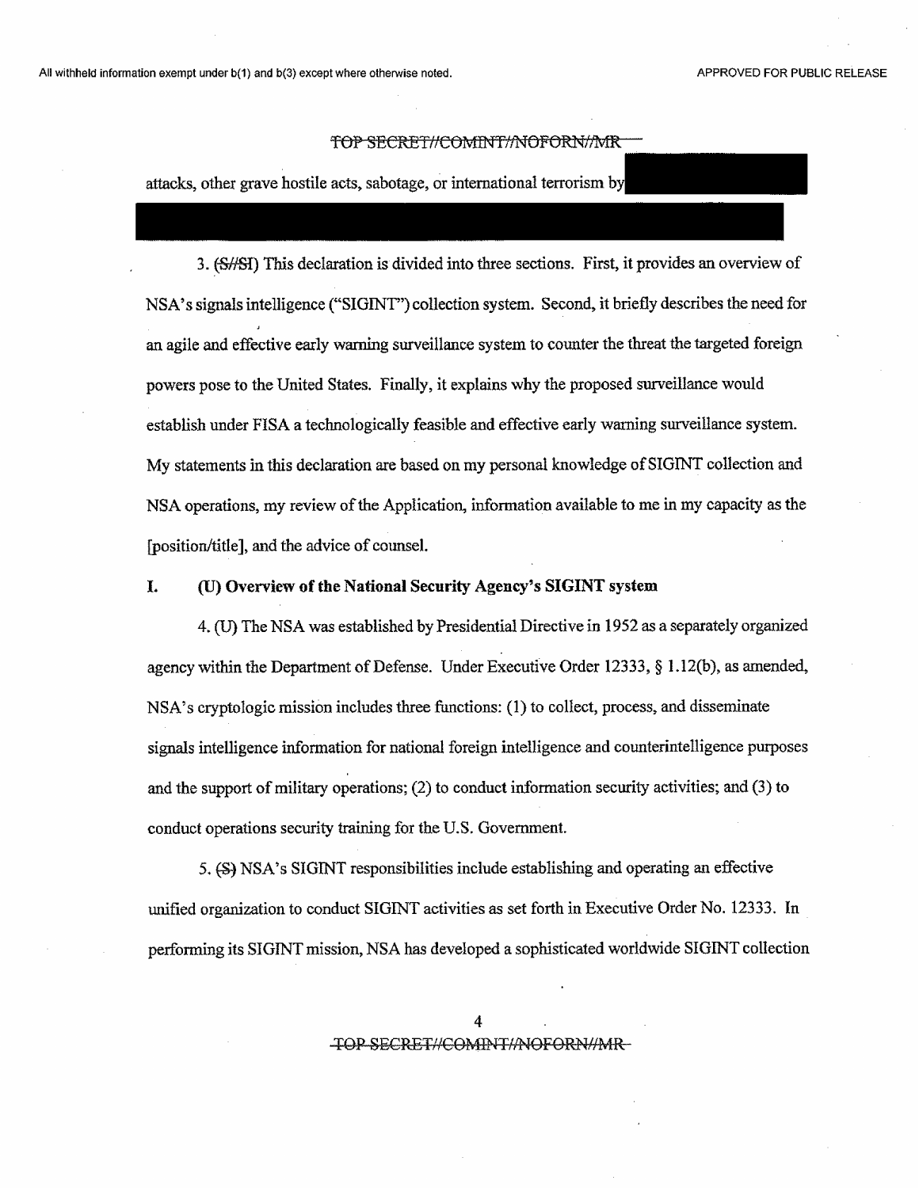attacks, other grave hostile acts, sabotage, or international terrorism by

3. (S//SI) This declaration is divided into three sections. First, it provides an overview of NSA's signals intelligence ("SIGINT") collection system. Second, it briefly describes the need for an agile and effective early warning surveillance system to counter the threat the targeted foreign powers pose to the United States. Finally, it explains why the proposed surveillance would establish under FISA a technologically feasible and effective early warning surveillance system. My statements in this declaration are based on my personal knowledge of SIGINT collection and NSA operations, my review of the Application, information available to me in my capacity as the [position/title], and the advice of counsel.

## I. (U) Overview of the National Security Agency's SIGINT system

4. (U) The NSA was established by Presidential Directive in 1952 as a separately organized agency within the Department of Defense. Under Executive Order 12333, § 1.12(b), as amended, NSA's cryptologic mission includes three functions: (1) to collect, process, and disseminate signals intelligence information for national foreign intelligence and counterintelligence purposes and the support of military operations; (2) to conduct information security activities; and (3) to conduct operations security training for the U.S. Government.

5. (S) NSA's SIGINT responsibilities include establishing and operating an effective unified organization to conduct SIGINT activities as set forth in Executive Order No. 12333. In performing its SIGINT mission, NSA has developed a sophisticated worldwide SIGINT collection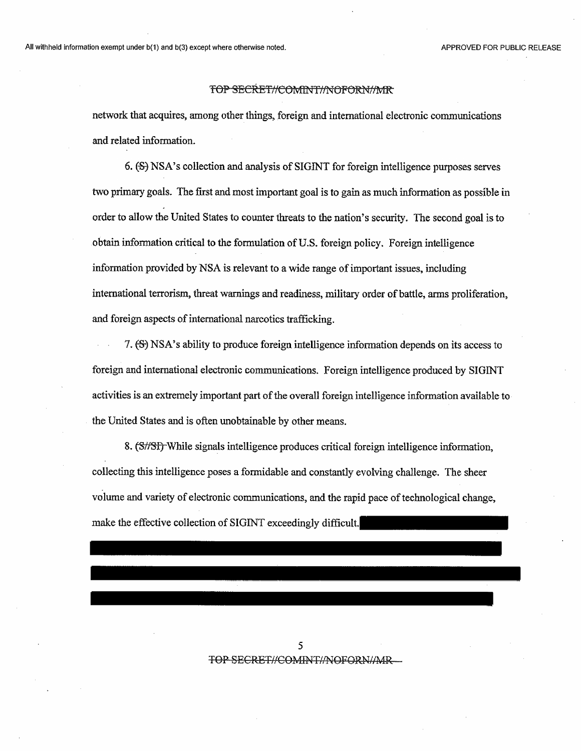network that acquires, among other things, foreign and international electronic communications and related information.

6. (S) NSA's collection and analysis of SIGINT for foreign intelligence purposes serves two primary goals. The first and most important goal is to gain as much information as possible in order to allow the United States to counter threats to the nation's security. The second goal is to obtain information critical to the formulation of U.S. foreign policy. Foreign intelligence information provided by NSA is relevant to a wide range of important issues, including international terrorism, threat warnings and readiness, military order of battle, arms proliferation, and foreign aspects of international narcotics trafficking.

7. (S) NSA's ability to produce foreign intelligence information depends on its access to foreign and international electronic communications. Foreign intelligence produced by SIGINT activities is an extremely important part of the overall foreign intelligence information available to the United States and is often unobtainable by other means.

8. (S//SI) While signals intelligence produces critical foreign intelligence information, collecting this intelligence poses a formidable and constantly evolving challenge. The sheer volume and variety of electronic communications, and the rapid pace of technological change, make the effective collection of SIGINT exceedingly difficult. [REDACTED]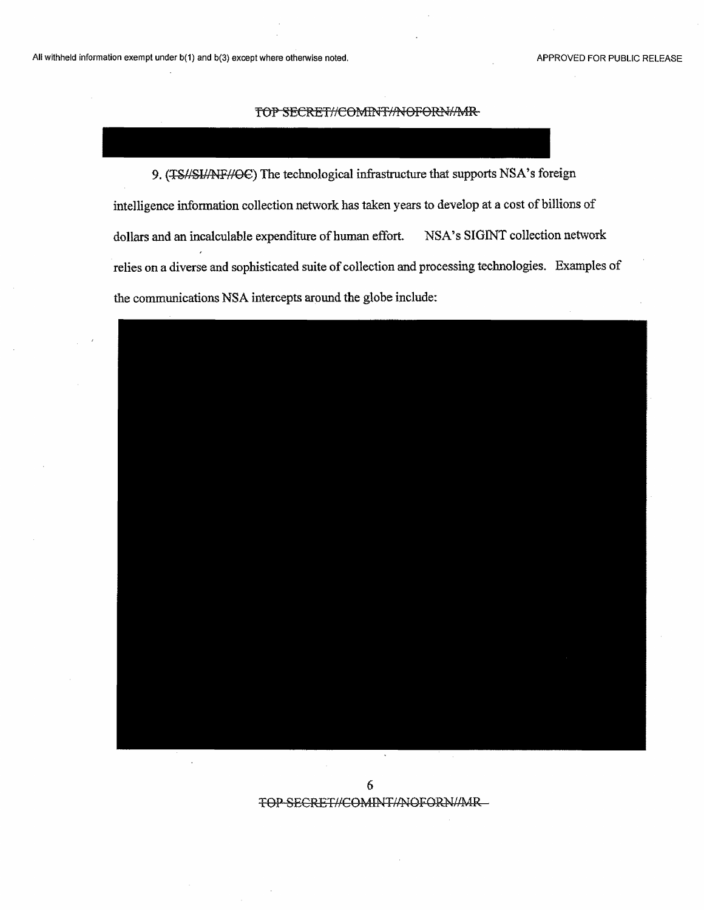9. (~~TS//SI//NF//OC~~) The technological infrastructure that supports NSA's foreign intelligence information collection network has taken years to develop at a cost of billions of dollars and an incalculable expenditure of human effort. NSA's SIGINT collection network relies on a diverse and sophisticated suite of collection and processing technologies. Examples of the communications NSA intercepts around the globe include: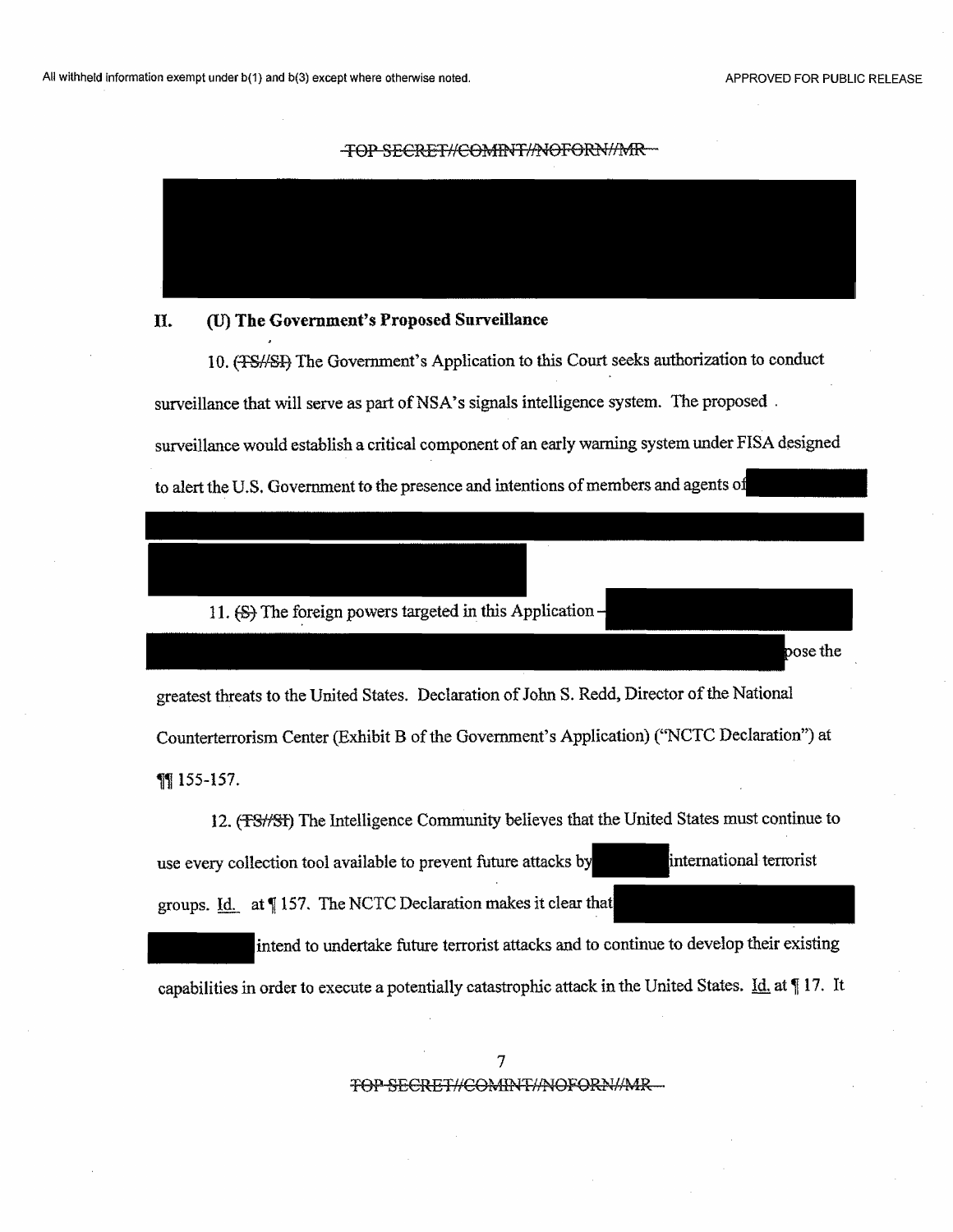## II. (U) The Government's Proposed Surveillance

10. (TS//SI) The Government's Application to this Court seeks authorization to conduct surveillance that will serve as part of NSA's signals intelligence system. The proposed surveillance would establish a critical component of an early warning system under FISA designed to alert the U.S. Government to the presence and intentions of members and agents of

11. (S) The foreign powers targeted in this Application – pose the greatest threats to the United States. Declaration of John S. Redd, Director of the National Counterterrorism Center (Exhibit B of the Government's Application) ("NCTC Declaration") at ¶¶ 155-157.

12. (TS//SI) The Intelligence Community believes that the United States must continue to use every collection tool available to prevent future attacks by international terrorist groups. Id. at ¶ 157. The NCTC Declaration makes it clear that intend to undertake future terrorist attacks and to continue to develop their existing capabilities in order to execute a potentially catastrophic attack in the United States. Id. at ¶ 17. It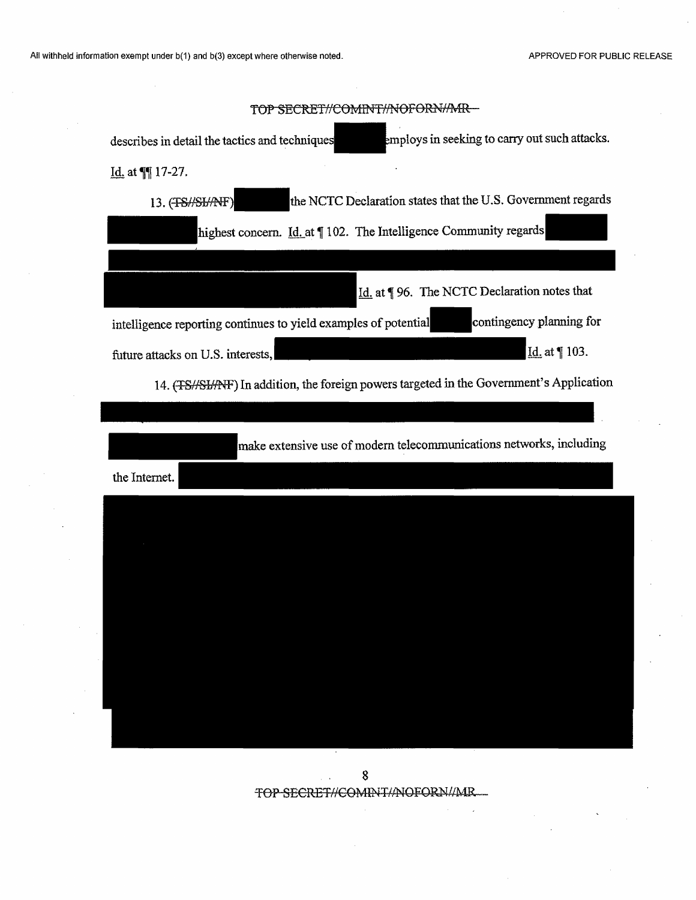describes in detail the tactics and techniques [redacted] employs in seeking to carry out such attacks. Id. at ¶¶ 17-27.

13. (~~TS//SI//NF~~) [redacted] the NCTC Declaration states that the U.S. Government regards [redacted] highest concern. Id. at ¶ 102. The Intelligence Community regards [redacted] Id. at ¶ 96. The NCTC Declaration notes that intelligence reporting continues to yield examples of potential [redacted] contingency planning for future attacks on U.S. interests, [redacted] Id. at ¶ 103.

14. (~~TS//SI//NF~~) In addition, the foreign powers targeted in the Government's Application [redacted] make extensive use of modern telecommunications networks, including the Internet. [redacted]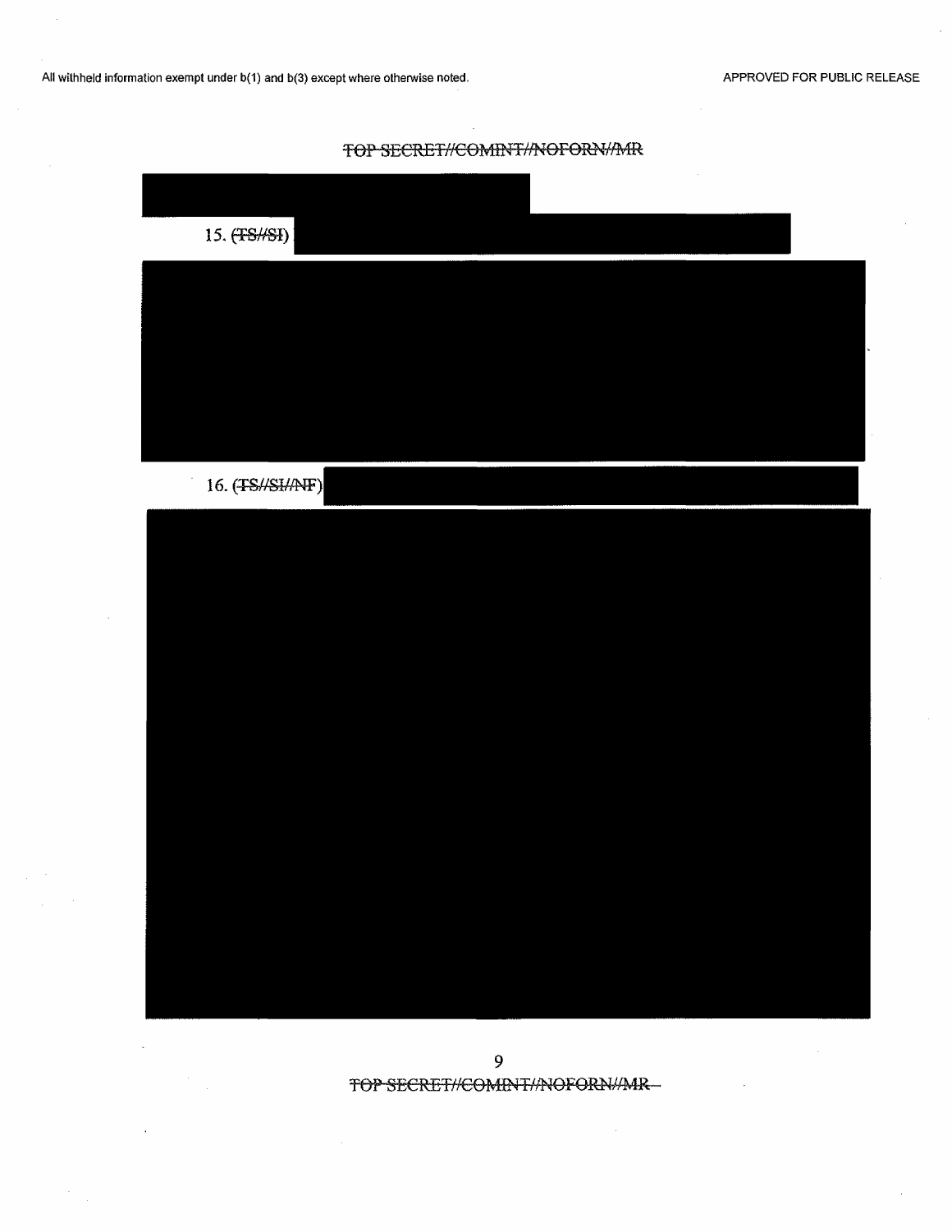15. (TS//SI)

16. (TS//SI//NF)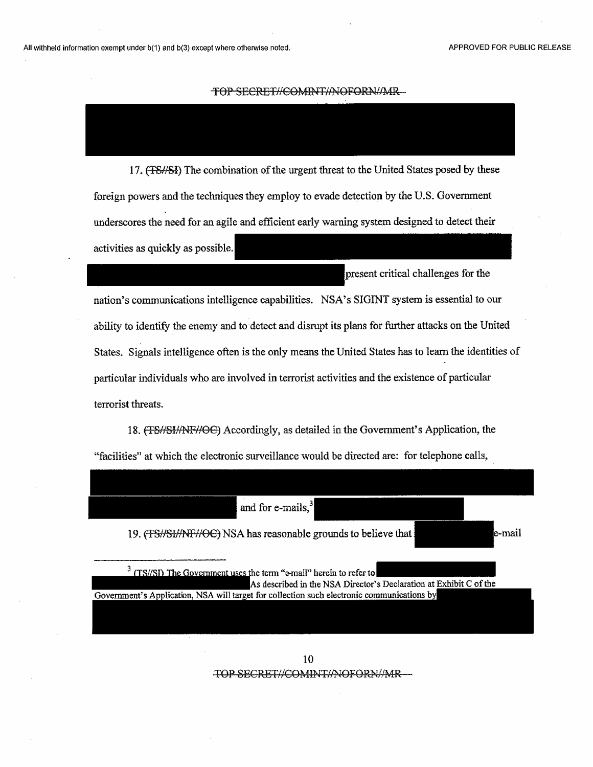17. (~~TS//SI~~) The combination of the urgent threat to the United States posed by these foreign powers and the techniques they employ to evade detection by the U.S. Government underscores the need for an agile and efficient early warning system designed to detect their activities as quickly as possible. present critical challenges for the nation's communications intelligence capabilities. NSA's SIGINT system is essential to our ability to identify the enemy and to detect and disrupt its plans for further attacks on the United States. Signals intelligence often is the only means the United States has to learn the identities of particular individuals who are involved in terrorist activities and the existence of particular terrorist threats.

18. (~~TS//SI//NF//OC~~) Accordingly, as detailed in the Government's Application, the "facilities" at which the electronic surveillance would be directed are: for telephone calls, and for e-mails,[3]

19. (~~TS//SI//NF//OC~~) NSA has reasonable grounds to believe that e-mail

---

[3] (TS//SI) The Government uses the term "e-mail" herein to refer to As described in the NSA Director's Declaration at Exhibit C of the Government's Application, NSA will target for collection such electronic communications by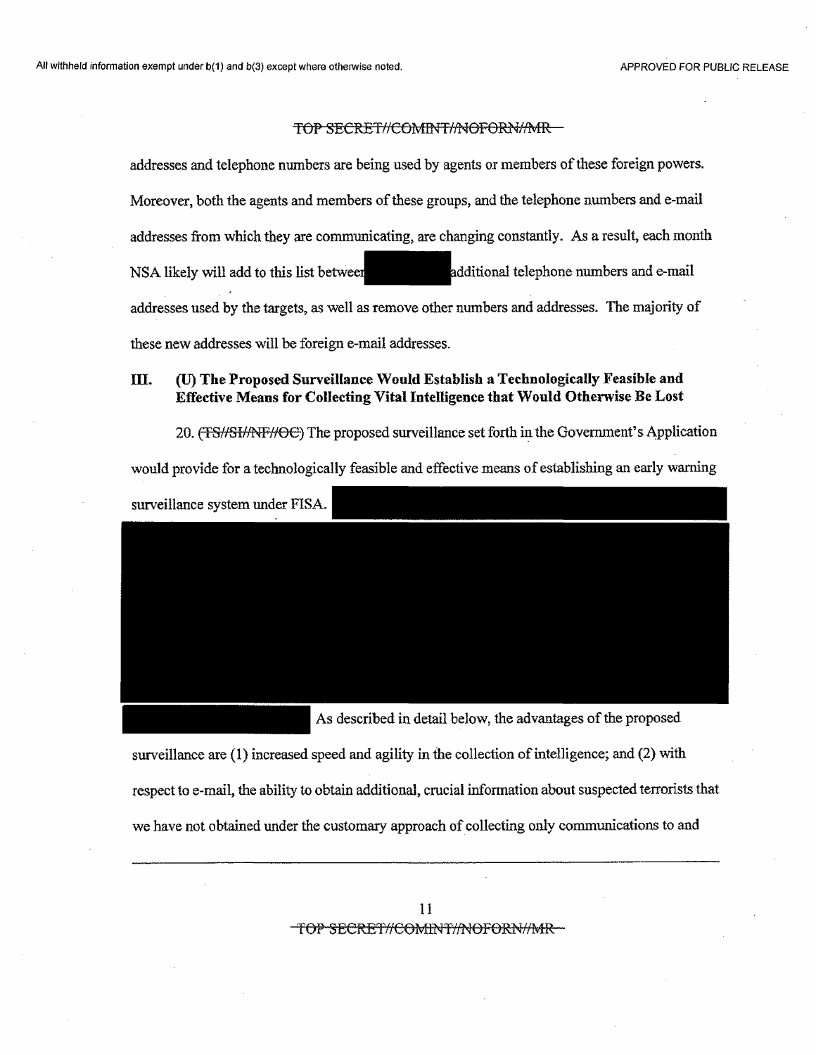addresses and telephone numbers are being used by agents or members of these foreign powers. Moreover, both the agents and members of these groups, and the telephone numbers and e-mail addresses from which they are communicating, are changing constantly. As a result, each month NSA likely will add to this list between [redacted] additional telephone numbers and e-mail addresses used by the targets, as well as remove other numbers and addresses. The majority of these new addresses will be foreign e-mail addresses.

### III. (U) The Proposed Surveillance Would Establish a Technologically Feasible and Effective Means for Collecting Vital Intelligence that Would Otherwise Be Lost

20. ~~(TS//SI//NF//OC)~~ The proposed surveillance set forth in the Government's Application would provide for a technologically feasible and effective means of establishing an early warning surveillance system under FISA. [redacted] As described in detail below, the advantages of the proposed surveillance are (1) increased speed and agility in the collection of intelligence; and (2) with respect to e-mail, the ability to obtain additional, crucial information about suspected terrorists that we have not obtained under the customary approach of collecting only communications to and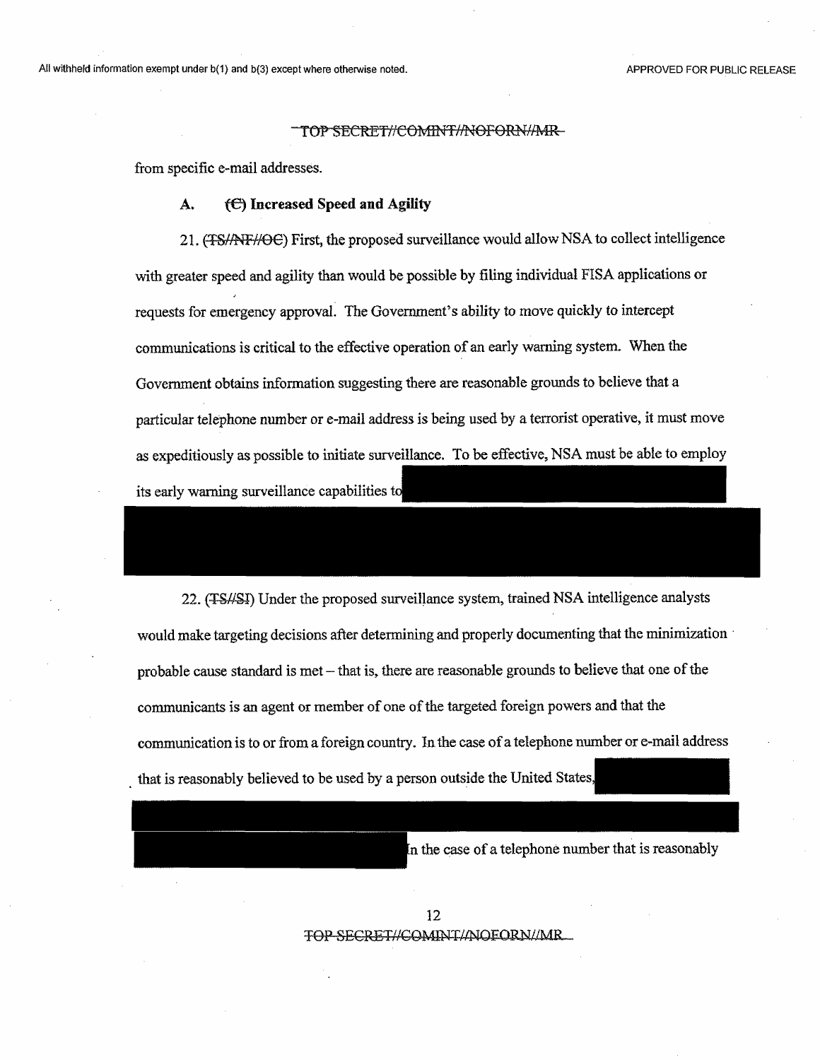from specific e-mail addresses.

**A. (C) Increased Speed and Agility**

21. (TS//NF//OC) First, the proposed surveillance would allow NSA to collect intelligence with greater speed and agility than would be possible by filing individual FISA applications or requests for emergency approval. The Government's ability to move quickly to intercept communications is critical to the effective operation of an early warning system. When the Government obtains information suggesting there are reasonable grounds to believe that a particular telephone number or e-mail address is being used by a terrorist operative, it must move as expeditiously as possible to initiate surveillance. To be effective, NSA must be able to employ its early warning surveillance capabilities to

22. (TS//SI) Under the proposed surveillance system, trained NSA intelligence analysts would make targeting decisions after determining and properly documenting that the minimization probable cause standard is met – that is, there are reasonable grounds to believe that one of the communicants is an agent or member of one of the targeted foreign powers and that the communication is to or from a foreign country. In the case of a telephone number or e-mail address that is reasonably believed to be used by a person outside the United States,

In the case of a telephone number that is reasonably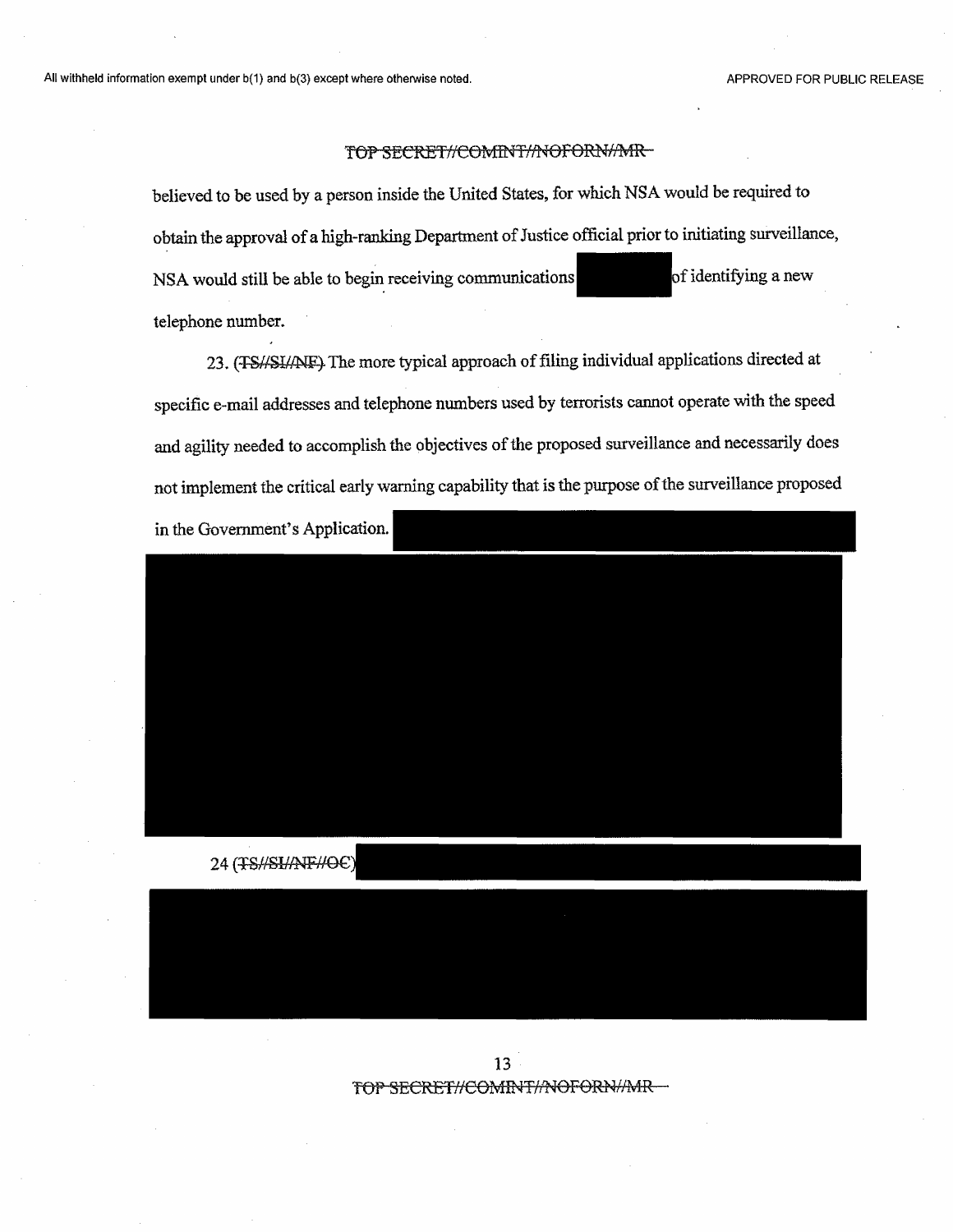believed to be used by a person inside the United States, for which NSA would be required to obtain the approval of a high-ranking Department of Justice official prior to initiating surveillance, NSA would still be able to begin receiving communications of identifying a new telephone number.

23. (TS//SI//NF) The more typical approach of filing individual applications directed at specific e-mail addresses and telephone numbers used by terrorists cannot operate with the speed and agility needed to accomplish the objectives of the proposed surveillance and necessarily does not implement the critical early warning capability that is the purpose of the surveillance proposed in the Government's Application.

24 (TS//SI//NF//OC)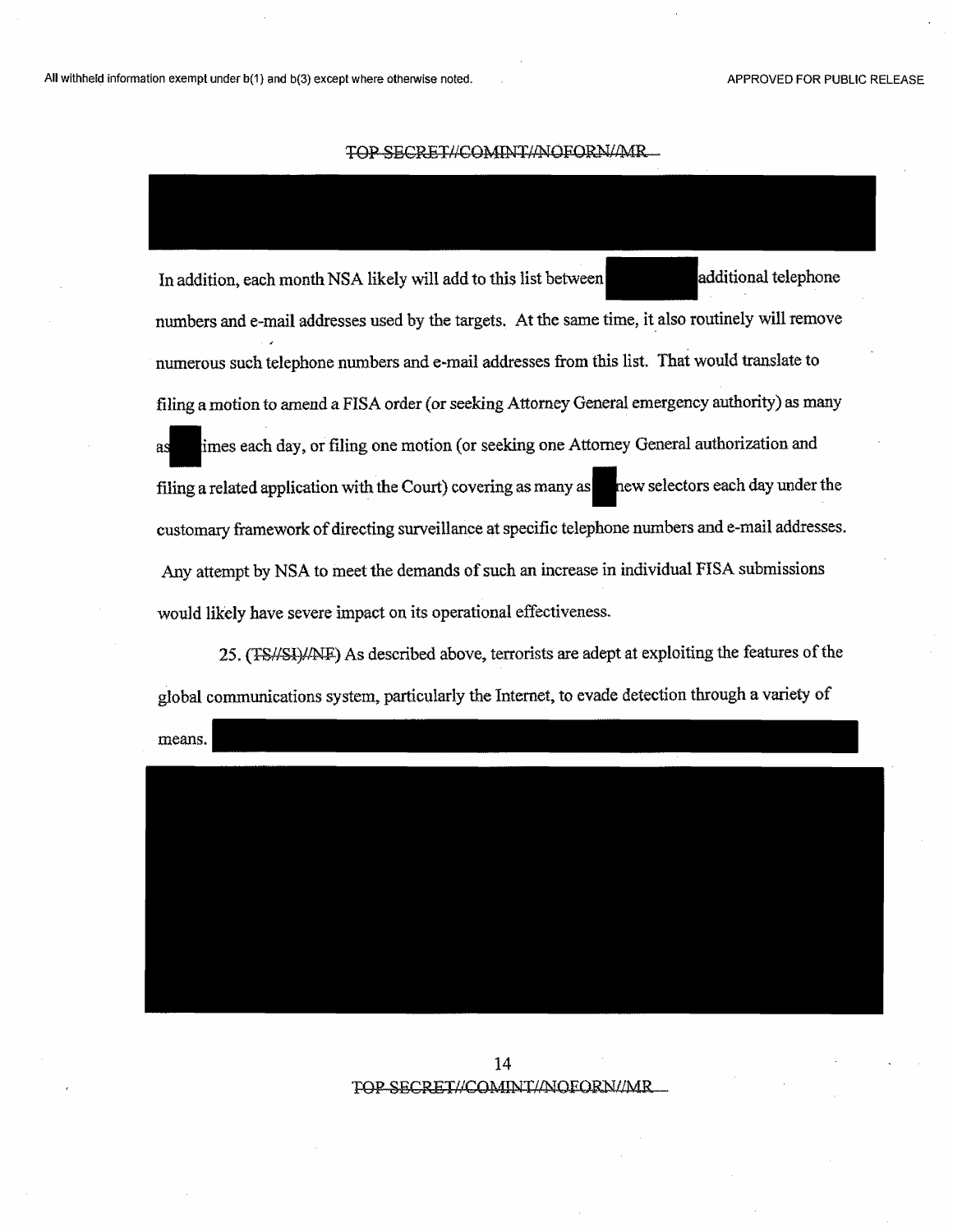In addition, each month NSA likely will add to this list between additional telephone numbers and e-mail addresses used by the targets. At the same time, it also routinely will remove numerous such telephone numbers and e-mail addresses from this list. That would translate to filing a motion to amend a FISA order (or seeking Attorney General emergency authority) as many as times each day, or filing one motion (or seeking one Attorney General authorization and filing a related application with the Court) covering as many as new selectors each day under the customary framework of directing surveillance at specific telephone numbers and e-mail addresses. Any attempt by NSA to meet the demands of such an increase in individual FISA submissions would likely have severe impact on its operational effectiveness.

25. (~~TS//SI//NF~~) As described above, terrorists are adept at exploiting the features of the global communications system, particularly the Internet, to evade detection through a variety of means.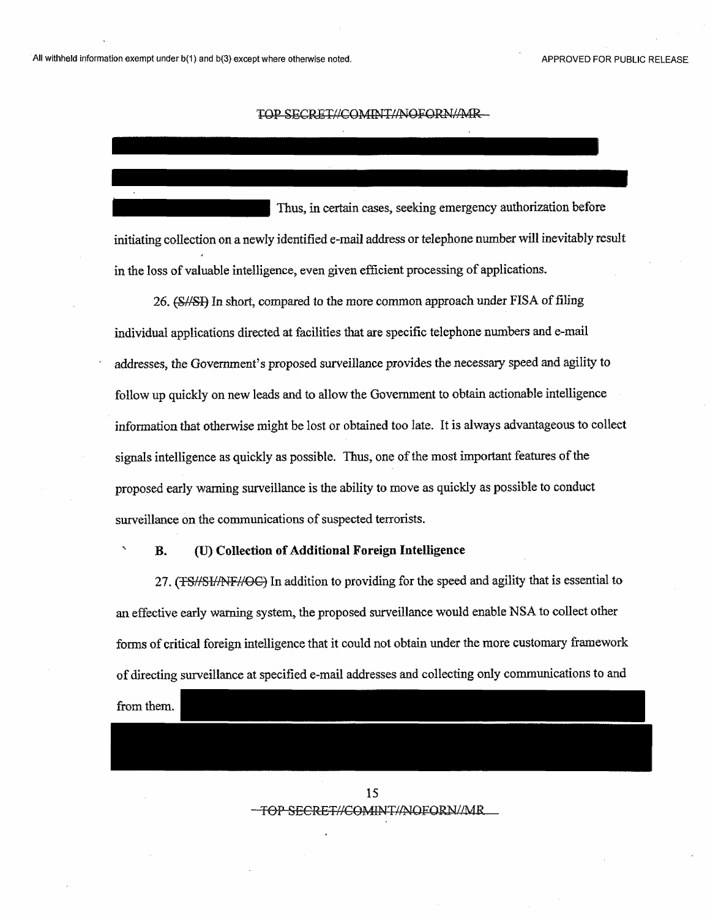Thus, in certain cases, seeking emergency authorization before initiating collection on a newly identified e-mail address or telephone number will inevitably result in the loss of valuable intelligence, even given efficient processing of applications.

26. (S//SI) In short, compared to the more common approach under FISA of filing individual applications directed at facilities that are specific telephone numbers and e-mail addresses, the Government's proposed surveillance provides the necessary speed and agility to follow up quickly on new leads and to allow the Government to obtain actionable intelligence information that otherwise might be lost or obtained too late. It is always advantageous to collect signals intelligence as quickly as possible. Thus, one of the most important features of the proposed early warning surveillance is the ability to move as quickly as possible to conduct surveillance on the communications of suspected terrorists.

### B. (U) Collection of Additional Foreign Intelligence

27. (TS//SI//NF//OC) In addition to providing for the speed and agility that is essential to an effective early warning system, the proposed surveillance would enable NSA to collect other forms of critical foreign intelligence that it could not obtain under the more customary framework of directing surveillance at specified e-mail addresses and collecting only communications to and from them.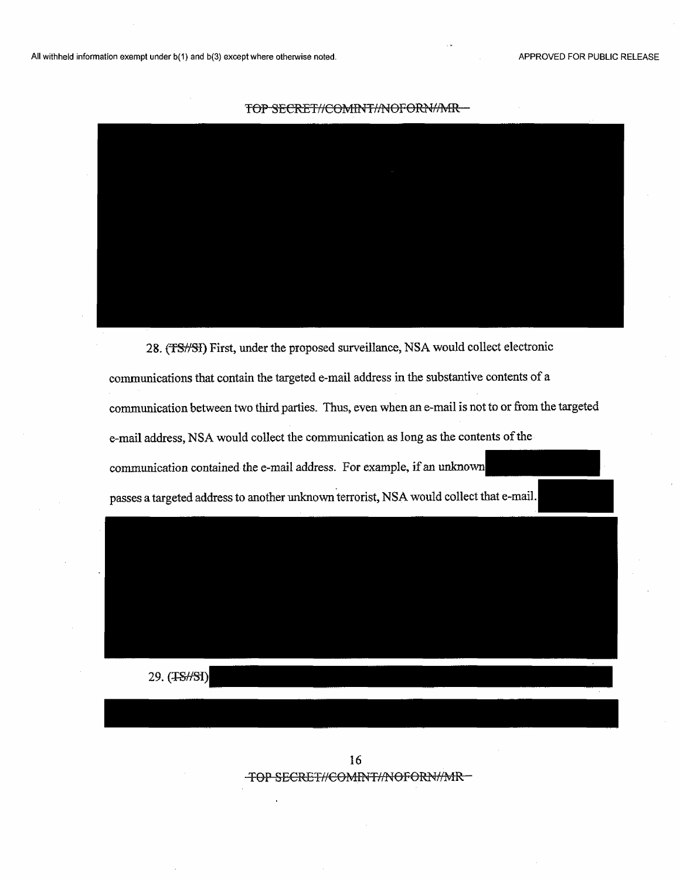28. (TS//SI) First, under the proposed surveillance, NSA would collect electronic communications that contain the targeted e-mail address in the substantive contents of a communication between two third parties. Thus, even when an e-mail is not to or from the targeted e-mail address, NSA would collect the communication as long as the contents of the communication contained the e-mail address. For example, if an unknown passes a targeted address to another unknown terrorist, NSA would collect that e-mail.

29. (TS//SI)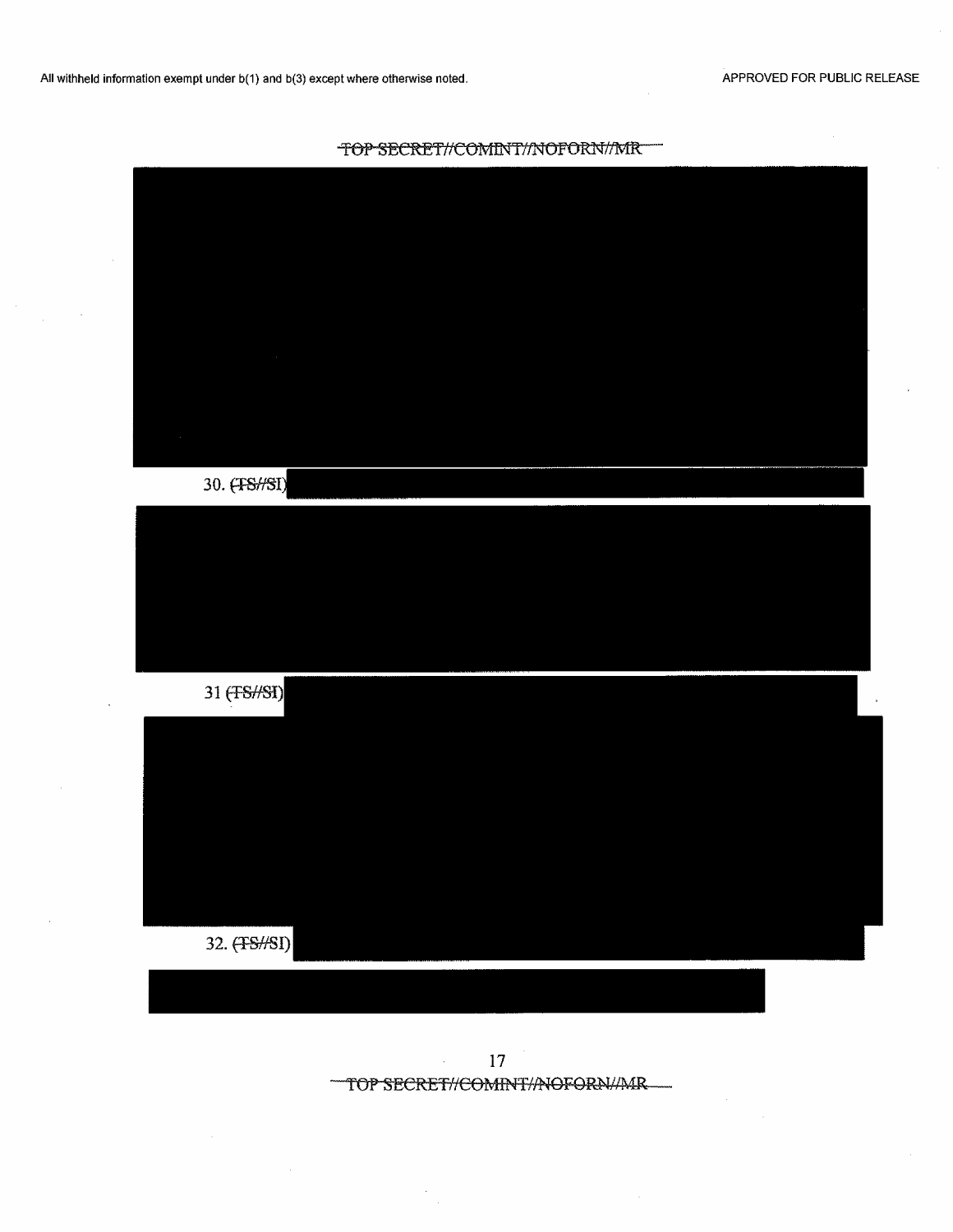All withheld information exempt under b(1) and b(3) except where otherwise noted.

APPROVED FOR PUBLIC RELEASE

TOP SECRET//COMINT//NOFORN//MR

30. (TS//SI)

31 (TS//SI)

32. (TS//SI)

TOP SECRET//COMINT//NOFORN//MR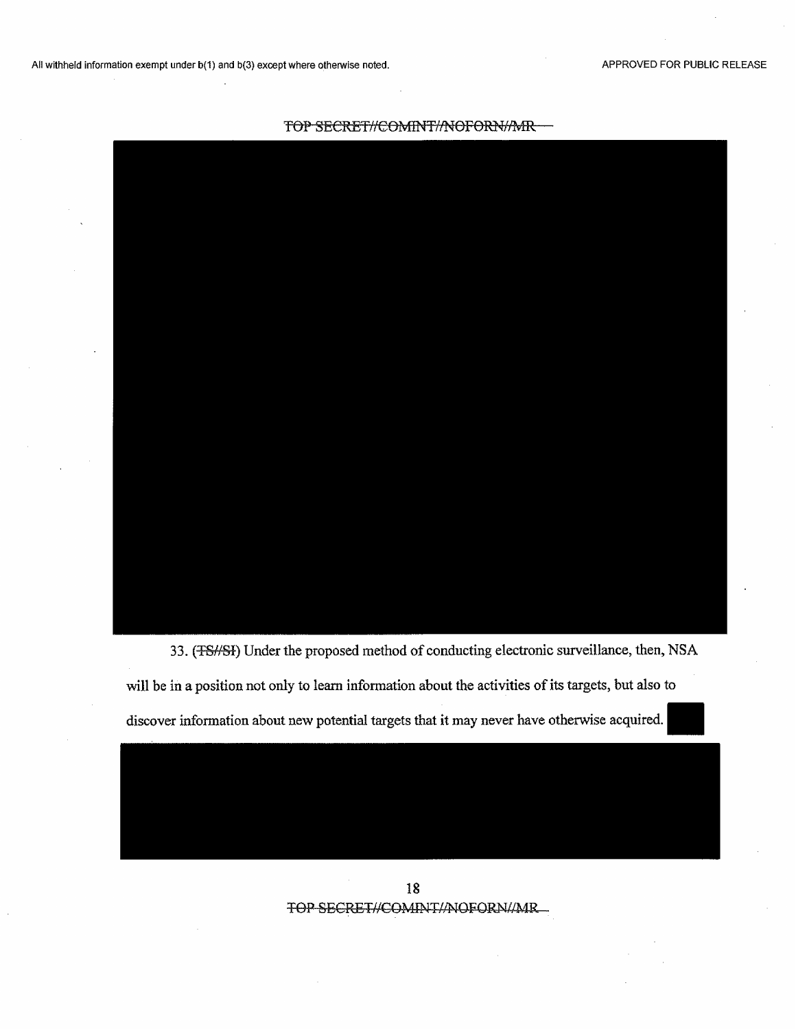33. (~~TS//SI~~) Under the proposed method of conducting electronic surveillance, then, NSA will be in a position not only to learn information about the activities of its targets, but also to discover information about new potential targets that it may never have otherwise acquired.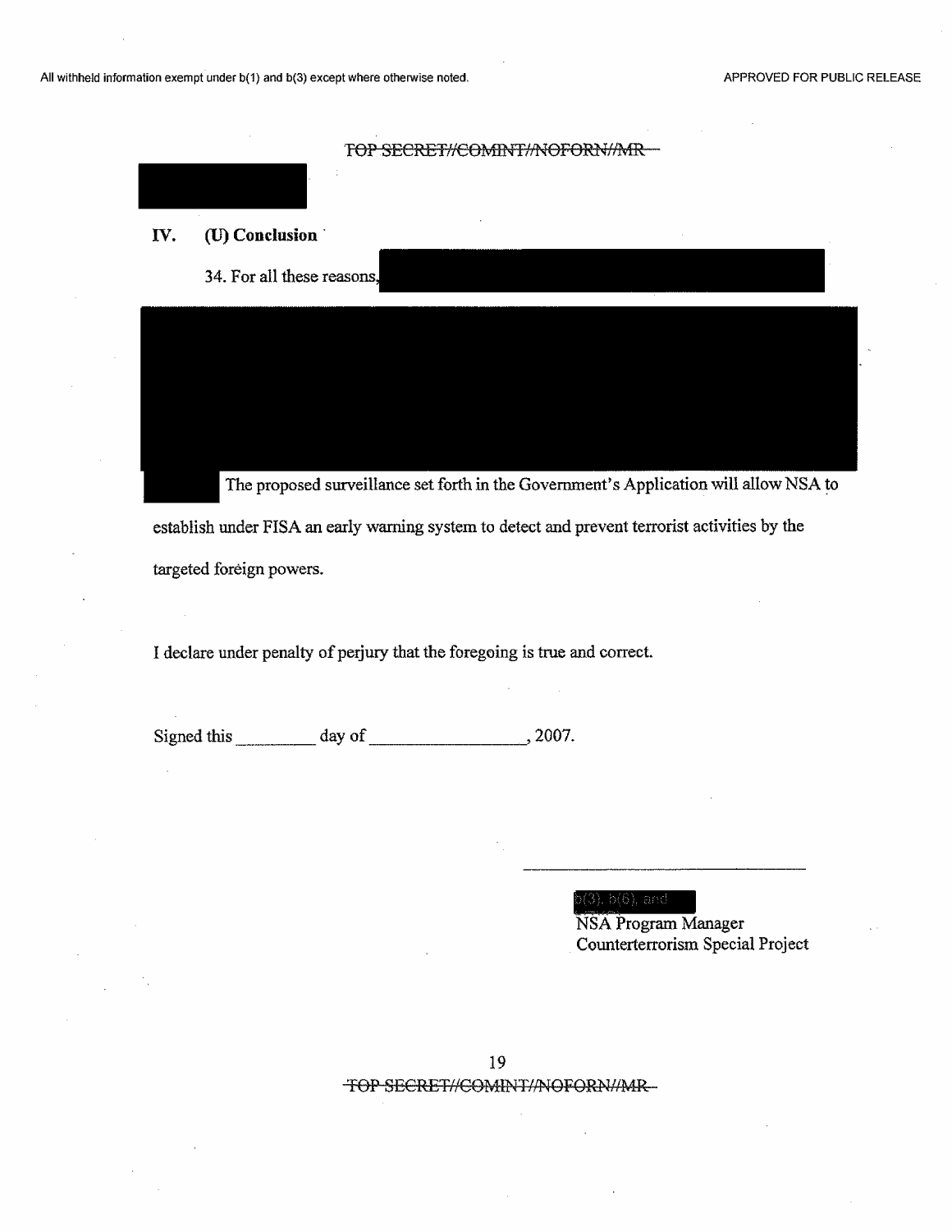## IV. (U) Conclusion

34. For all these reasons,

The proposed surveillance set forth in the Government's Application will allow NSA to establish under FISA an early warning system to detect and prevent terrorist activities by the targeted foreign powers.

I declare under penalty of perjury that the foregoing is true and correct.

Signed this _________ day of _________________, 2007.

_________________________________

b(3), b(6), and

NSA Program Manager
Counterterrorism Special Project